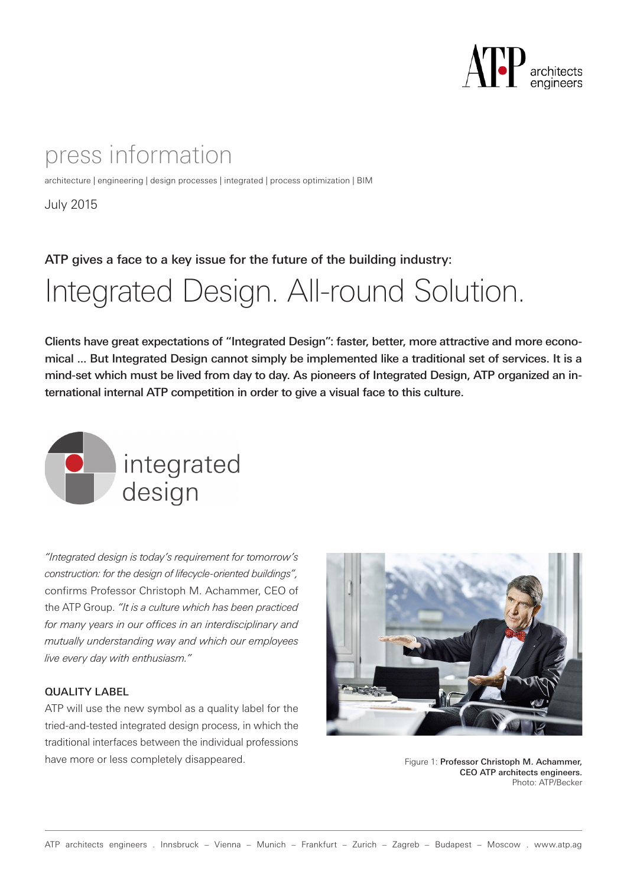# press information

architecture | engineering | design processes | integrated | process optimization | BIM

July 2015

**ATP gives a face to a key issue for the future of the building industry:**

# Integrated Design. All-round Solution.

**Clients have great expectations of "Integrated Design": faster, better, more attractive and more economical ... But Integrated Design cannot simply be implemented like a traditional set of services. It is a mind-set which must be lived from day to day. As pioneers of Integrated Design, ATP organized an international internal ATP competition in order to give a visual face to this culture.**

integrated design

*"Integrated design is today's requirement for tomorrow's construction: for the design of lifecycle-oriented buildings",* confirms Professor Christoph M. Achammer, CEO of the ATP Group. *"It is a culture which has been practiced for many years in our offices in an interdisciplinary and mutually understanding way and which our employees live every day with enthusiasm."*

## QUALITY LABEL

ATP will use the new symbol as a quality label for the tried-and-tested integrated design process, in which the traditional interfaces between the individual professions have more or less completely disappeared.

Figure 1: **Professor Christoph M. Achammer, CEO ATP architects engineers.** Photo: ATP/Becker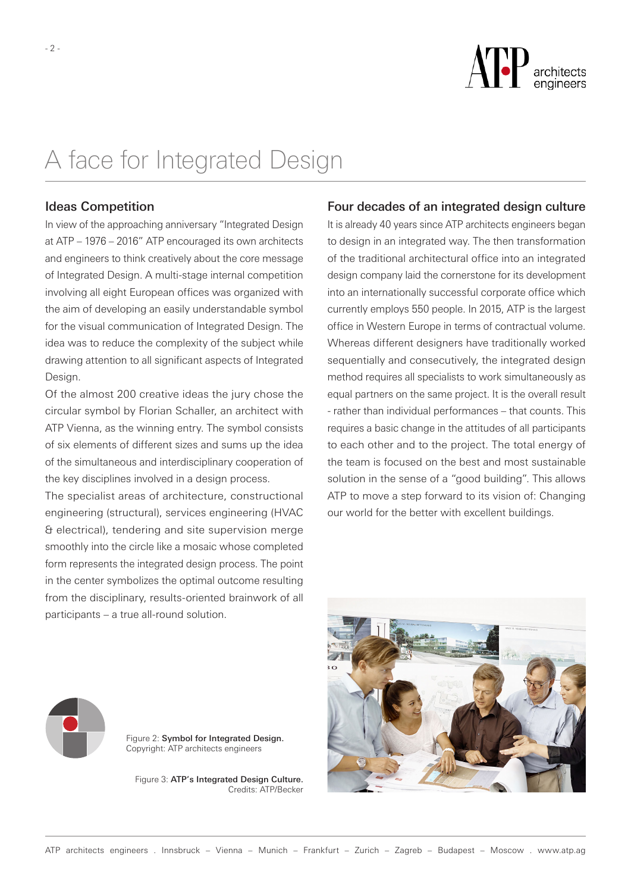# A face for Integrated Design

## Ideas Competition

In view of the approaching anniversary "Integrated Design at ATP – 1976 – 2016" ATP encouraged its own architects and engineers to think creatively about the core message of Integrated Design. A multi-stage internal competition involving all eight European offices was organized with the aim of developing an easily understandable symbol for the visual communication of Integrated Design. The idea was to reduce the complexity of the subject while drawing attention to all significant aspects of Integrated Design.

Of the almost 200 creative ideas the jury chose the circular symbol by Florian Schaller, an architect with ATP Vienna, as the winning entry. The symbol consists of six elements of different sizes and sums up the idea of the simultaneous and interdisciplinary cooperation of the key disciplines involved in a design process.

The specialist areas of architecture, constructional engineering (structural), services engineering (HVAC & electrical), tendering and site supervision merge smoothly into the circle like a mosaic whose completed form represents the integrated design process. The point in the center symbolizes the optimal outcome resulting from the disciplinary, results-oriented brainwork of all participants – a true all-round solution.

Figure 2: **Symbol for Integrated Design.** Copyright: ATP architects engineers

Figure 3: **ATP's Integrated Design Culture.** Credits: ATP/Becker

## Four decades of an integrated design culture

It is already 40 years since ATP architects engineers began to design in an integrated way. The then transformation of the traditional architectural office into an integrated design company laid the cornerstone for its development into an internationally successful corporate office which currently employs 550 people. In 2015, ATP is the largest office in Western Europe in terms of contractual volume. Whereas different designers have traditionally worked sequentially and consecutively, the integrated design method requires all specialists to work simultaneously as equal partners on the same project. It is the overall result - rather than individual performances – that counts. This requires a basic change in the attitudes of all participants to each other and to the project. The total energy of the team is focused on the best and most sustainable solution in the sense of a "good building". This allows ATP to move a step forward to its vision of: Changing our world for the better with excellent buildings.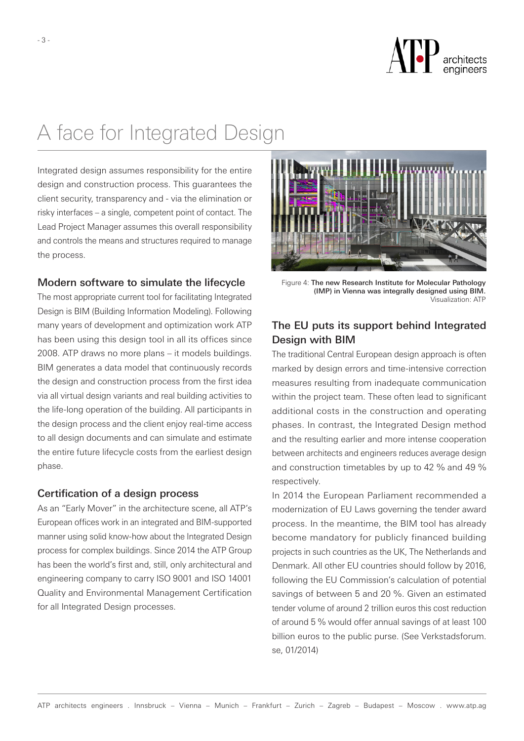# A face for Integrated Design

Integrated design assumes responsibility for the entire design and construction process. This guarantees the client security, transparency and - via the elimination or risky interfaces – a single, competent point of contact. The Lead Project Manager assumes this overall responsibility and controls the means and structures required to manage the process.

## Modern software to simulate the lifecycle

The most appropriate current tool for facilitating Integrated Design is BIM (Building Information Modeling). Following many years of development and optimization work ATP has been using this design tool in all its offices since 2008. ATP draws no more plans – it models buildings. BIM generates a data model that continuously records the design and construction process from the first idea via all virtual design variants and real building activities to the life-long operation of the building. All participants in the design process and the client enjoy real-time access to all design documents and can simulate and estimate the entire future lifecycle costs from the earliest design phase.

## Certification of a design process

As an "Early Mover" in the architecture scene, all ATP's European offices work in an integrated and BIM-supported manner using solid know-how about the Integrated Design process for complex buildings. Since 2014 the ATP Group has been the world's first and, still, only architectural and engineering company to carry ISO 9001 and ISO 14001 Quality and Environmental Management Certification for all Integrated Design processes.

Figure 4: **The new Research Institute for Molecular Pathology (IMP) in Vienna was integrally designed using BIM.** Visualization: ATP

## The EU puts its support behind Integrated Design with BIM

The traditional Central European design approach is often marked by design errors and time-intensive correction measures resulting from inadequate communication within the project team. These often lead to significant additional costs in the construction and operating phases. In contrast, the Integrated Design method and the resulting earlier and more intense cooperation between architects and engineers reduces average design and construction timetables by up to 42 % and 49 % respectively.

In 2014 the European Parliament recommended a modernization of EU Laws governing the tender award process. In the meantime, the BIM tool has already become mandatory for publicly financed building projects in such countries as the UK, The Netherlands and Denmark. All other EU countries should follow by 2016, following the EU Commission's calculation of potential savings of between 5 and 20 %. Given an estimated tender volume of around 2 trillion euros this cost reduction of around 5 % would offer annual savings of at least 100 billion euros to the public purse. (See Verkstadsforum.se, 01/2014)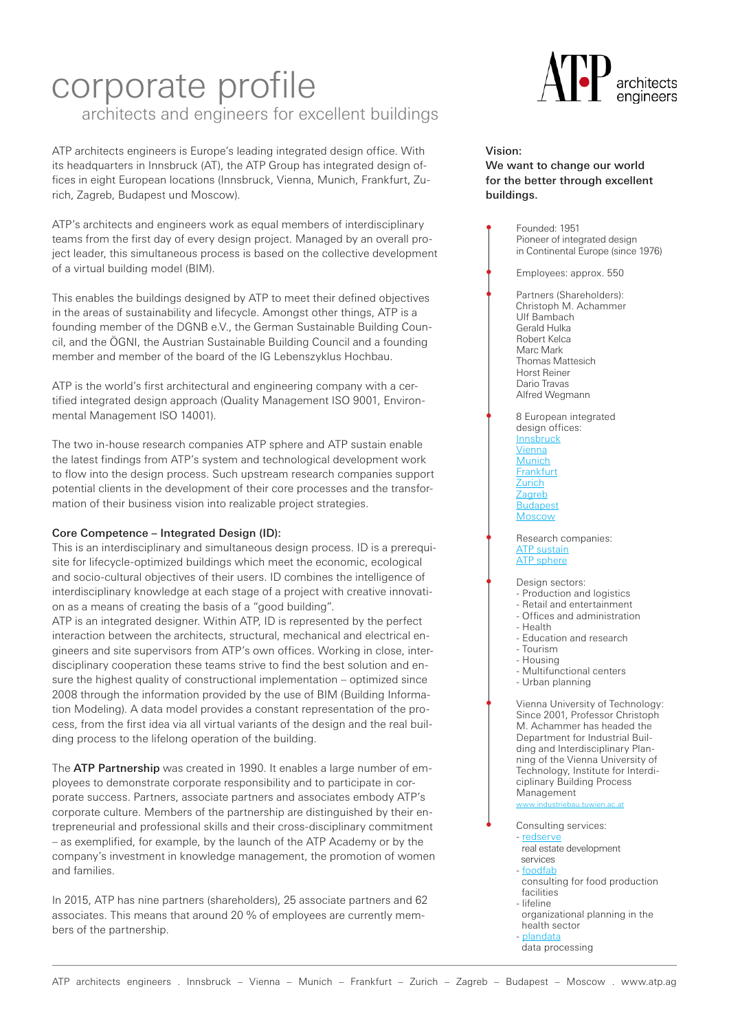# corporate profile

## architects and engineers for excellent buildings

ATP architects engineers is Europe's leading integrated design office. With its headquarters in Innsbruck (AT), the ATP Group has integrated design offices in eight European locations (Innsbruck, Vienna, Munich, Frankfurt, Zurich, Zagreb, Budapest und Moscow).

ATP's architects and engineers work as equal members of interdisciplinary teams from the first day of every design project. Managed by an overall project leader, this simultaneous process is based on the collective development of a virtual building model (BIM).

This enables the buildings designed by ATP to meet their defined objectives in the areas of sustainability and lifecycle. Amongst other things, ATP is a founding member of the DGNB e.V., the German Sustainable Building Council, and the ÖGNI, the Austrian Sustainable Building Council and a founding member and member of the board of the IG Lebenszyklus Hochbau.

ATP is the world's first architectural and engineering company with a certified integrated design approach (Quality Management ISO 9001, Environmental Management ISO 14001).

The two in-house research companies ATP sphere and ATP sustain enable the latest findings from ATP's system and technological development work to flow into the design process. Such upstream research companies support potential clients in the development of their core processes and the transformation of their business vision into realizable project strategies.

**Core Competence – Integrated Design (ID):**
This is an interdisciplinary and simultaneous design process. ID is a prerequisite for lifecycle-optimized buildings which meet the economic, ecological and socio-cultural objectives of their users. ID combines the intelligence of interdisciplinary knowledge at each stage of a project with creative innovation as a means of creating the basis of a "good building".
ATP is an integrated designer. Within ATP, ID is represented by the perfect interaction between the architects, structural, mechanical and electrical engineers and site supervisors from ATP's own offices. Working in close, interdisciplinary cooperation these teams strive to find the best solution and ensure the highest quality of constructional implementation – optimized since 2008 through the information provided by the use of BIM (Building Information Modeling). A data model provides a constant representation of the process, from the first idea via all virtual variants of the design and the real building process to the lifelong operation of the building.

The **ATP Partnership** was created in 1990. It enables a large number of employees to demonstrate corporate responsibility and to participate in corporate success. Partners, associate partners and associates embody ATP's corporate culture. Members of the partnership are distinguished by their entrepreneurial and professional skills and their cross-disciplinary commitment – as exemplified, for example, by the launch of the ATP Academy or by the company's investment in knowledge management, the promotion of women and families.

In 2015, ATP has nine partners (shareholders), 25 associate partners and 62 associates. This means that around 20 % of employees are currently members of the partnership.

ATP architects engineers

**Vision:**
**We want to change our world for the better through excellent buildings.**

Founded: 1951
Pioneer of integrated design in Continental Europe (since 1976)

Employees: approx. 550

Partners (Shareholders):
Christoph M. Achammer
Ulf Bambach
Gerald Hulka
Robert Kelca
Marc Mark
Thomas Mattesich
Horst Reiner
Dario Travas
Alfred Wegmann

8 European integrated design offices:
Innsbruck
Vienna
Munich
Frankfurt
Zurich
Zagreb
Budapest
Moscow

Research companies:
ATP sustain
ATP sphere

Design sectors:
- Production and logistics
- Retail and entertainment
- Offices and administration
- Health
- Education and research
- Tourism
- Housing
- Multifunctional centers
- Urban planning

Vienna University of Technology: Since 2001, Professor Christoph M. Achammer has headed the Department for Industrial Building and Interdisciplinary Planning of the Vienna University of Technology, Institute for Interdiciplinary Building Process Management
www.industriebau.tuwien.ac.at

Consulting services:
- redserve
  real estate development services
- foodfab
  consulting for food production facilities
- lifeline
  organizational planning in the health sector
- plandata
  data processing

ATP architects engineers . Innsbruck – Vienna – Munich – Frankfurt – Zurich – Zagreb – Budapest – Moscow . www.atp.ag